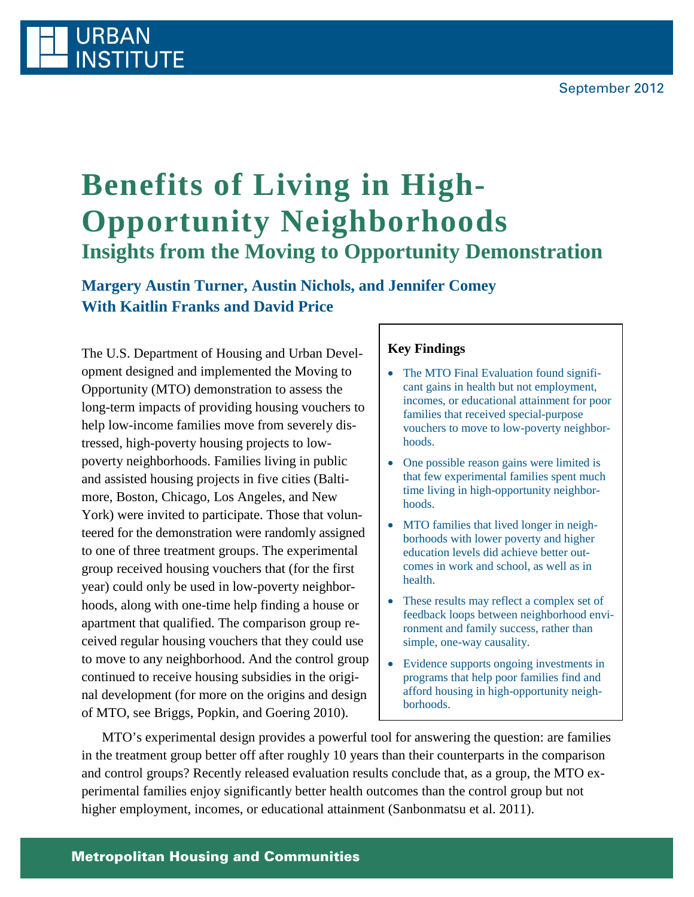URBAN INSTITUTE

September 2012

# Benefits of Living in High-Opportunity Neighborhoods

## Insights from the Moving to Opportunity Demonstration

**Margery Austin Turner, Austin Nichols, and Jennifer Comey**
**With Kaitlin Franks and David Price**

The U.S. Department of Housing and Urban Development designed and implemented the Moving to Opportunity (MTO) demonstration to assess the long-term impacts of providing housing vouchers to help low-income families move from severely distressed, high-poverty housing projects to low-poverty neighborhoods. Families living in public and assisted housing projects in five cities (Baltimore, Boston, Chicago, Los Angeles, and New York) were invited to participate. Those that volunteered for the demonstration were randomly assigned to one of three treatment groups. The experimental group received housing vouchers that (for the first year) could only be used in low-poverty neighborhoods, along with one-time help finding a house or apartment that qualified. The comparison group received regular housing vouchers that they could use to move to any neighborhood. And the control group continued to receive housing subsidies in the original development (for more on the origins and design of MTO, see Briggs, Popkin, and Goering 2010).

### Key Findings

- The MTO Final Evaluation found significant gains in health but not employment, incomes, or educational attainment for poor families that received special-purpose vouchers to move to low-poverty neighborhoods.
- One possible reason gains were limited is that few experimental families spent much time living in high-opportunity neighborhoods.
- MTO families that lived longer in neighborhoods with lower poverty and higher education levels did achieve better outcomes in work and school, as well as in health.
- These results may reflect a complex set of feedback loops between neighborhood environment and family success, rather than simple, one-way causality.
- Evidence supports ongoing investments in programs that help poor families find and afford housing in high-opportunity neighborhoods.

MTO's experimental design provides a powerful tool for answering the question: are families in the treatment group better off after roughly 10 years than their counterparts in the comparison and control groups? Recently released evaluation results conclude that, as a group, the MTO experimental families enjoy significantly better health outcomes than the control group but not higher employment, incomes, or educational attainment (Sanbonmatsu et al. 2011).

Metropolitan Housing and Communities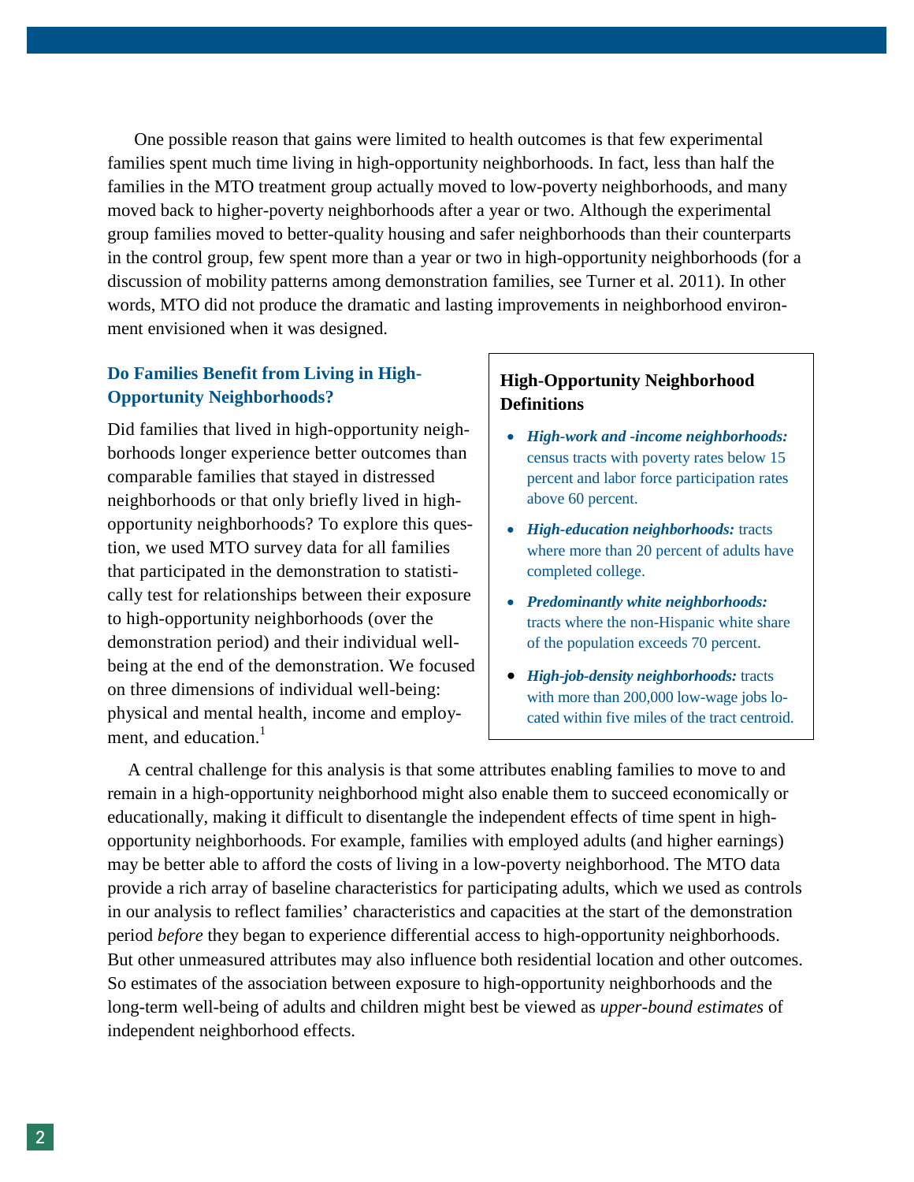One possible reason that gains were limited to health outcomes is that few experimental families spent much time living in high-opportunity neighborhoods. In fact, less than half the families in the MTO treatment group actually moved to low-poverty neighborhoods, and many moved back to higher-poverty neighborhoods after a year or two. Although the experimental group families moved to better-quality housing and safer neighborhoods than their counterparts in the control group, few spent more than a year or two in high-opportunity neighborhoods (for a discussion of mobility patterns among demonstration families, see Turner et al. 2011). In other words, MTO did not produce the dramatic and lasting improvements in neighborhood environment envisioned when it was designed.

## Do Families Benefit from Living in High-Opportunity Neighborhoods?

Did families that lived in high-opportunity neighborhoods longer experience better outcomes than comparable families that stayed in distressed neighborhoods or that only briefly lived in high-opportunity neighborhoods? To explore this question, we used MTO survey data for all families that participated in the demonstration to statistically test for relationships between their exposure to high-opportunity neighborhoods (over the demonstration period) and their individual well-being at the end of the demonstration. We focused on three dimensions of individual well-being: physical and mental health, income and employment, and education.[1]

> **High-Opportunity Neighborhood Definitions**
>
> - ***High-work and -income neighborhoods:*** census tracts with poverty rates below 15 percent and labor force participation rates above 60 percent.
> - ***High-education neighborhoods:*** tracts where more than 20 percent of adults have completed college.
> - ***Predominantly white neighborhoods:*** tracts where the non-Hispanic white share of the population exceeds 70 percent.
> - ***High-job-density neighborhoods:*** tracts with more than 200,000 low-wage jobs located within five miles of the tract centroid.

A central challenge for this analysis is that some attributes enabling families to move to and remain in a high-opportunity neighborhood might also enable them to succeed economically or educationally, making it difficult to disentangle the independent effects of time spent in high-opportunity neighborhoods. For example, families with employed adults (and higher earnings) may be better able to afford the costs of living in a low-poverty neighborhood. The MTO data provide a rich array of baseline characteristics for participating adults, which we used as controls in our analysis to reflect families' characteristics and capacities at the start of the demonstration period *before* they began to experience differential access to high-opportunity neighborhoods. But other unmeasured attributes may also influence both residential location and other outcomes. So estimates of the association between exposure to high-opportunity neighborhoods and the long-term well-being of adults and children might best be viewed as *upper-bound estimates* of independent neighborhood effects.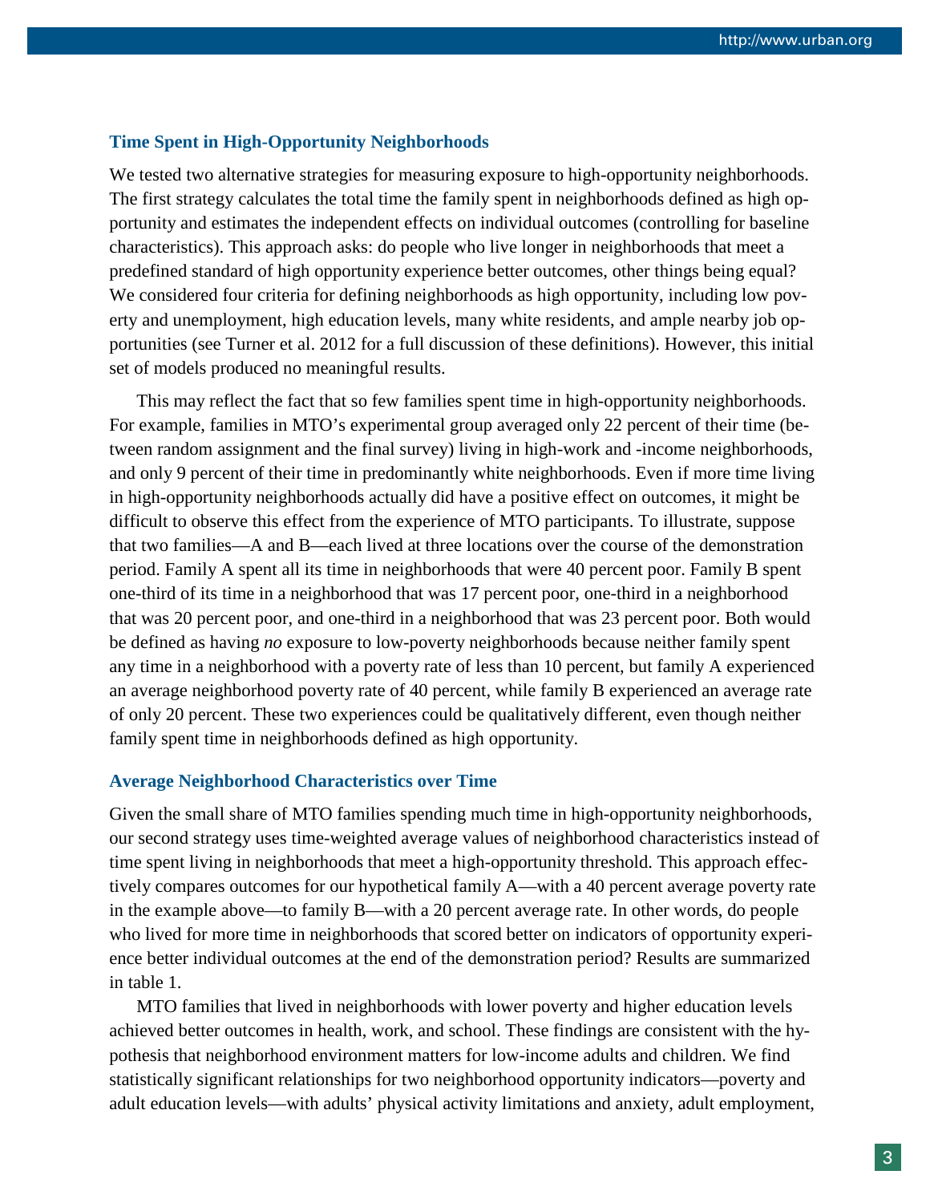### Time Spent in High-Opportunity Neighborhoods

We tested two alternative strategies for measuring exposure to high-opportunity neighborhoods. The first strategy calculates the total time the family spent in neighborhoods defined as high opportunity and estimates the independent effects on individual outcomes (controlling for baseline characteristics). This approach asks: do people who live longer in neighborhoods that meet a predefined standard of high opportunity experience better outcomes, other things being equal? We considered four criteria for defining neighborhoods as high opportunity, including low poverty and unemployment, high education levels, many white residents, and ample nearby job opportunities (see Turner et al. 2012 for a full discussion of these definitions). However, this initial set of models produced no meaningful results.

This may reflect the fact that so few families spent time in high-opportunity neighborhoods. For example, families in MTO's experimental group averaged only 22 percent of their time (between random assignment and the final survey) living in high-work and -income neighborhoods, and only 9 percent of their time in predominantly white neighborhoods. Even if more time living in high-opportunity neighborhoods actually did have a positive effect on outcomes, it might be difficult to observe this effect from the experience of MTO participants. To illustrate, suppose that two families—A and B—each lived at three locations over the course of the demonstration period. Family A spent all its time in neighborhoods that were 40 percent poor. Family B spent one-third of its time in a neighborhood that was 17 percent poor, one-third in a neighborhood that was 20 percent poor, and one-third in a neighborhood that was 23 percent poor. Both would be defined as having *no* exposure to low-poverty neighborhoods because neither family spent any time in a neighborhood with a poverty rate of less than 10 percent, but family A experienced an average neighborhood poverty rate of 40 percent, while family B experienced an average rate of only 20 percent. These two experiences could be qualitatively different, even though neither family spent time in neighborhoods defined as high opportunity.

### Average Neighborhood Characteristics over Time

Given the small share of MTO families spending much time in high-opportunity neighborhoods, our second strategy uses time-weighted average values of neighborhood characteristics instead of time spent living in neighborhoods that meet a high-opportunity threshold. This approach effectively compares outcomes for our hypothetical family A—with a 40 percent average poverty rate in the example above—to family B—with a 20 percent average rate. In other words, do people who lived for more time in neighborhoods that scored better on indicators of opportunity experience better individual outcomes at the end of the demonstration period? Results are summarized in table 1.

MTO families that lived in neighborhoods with lower poverty and higher education levels achieved better outcomes in health, work, and school. These findings are consistent with the hypothesis that neighborhood environment matters for low-income adults and children. We find statistically significant relationships for two neighborhood opportunity indicators—poverty and adult education levels—with adults' physical activity limitations and anxiety, adult employment,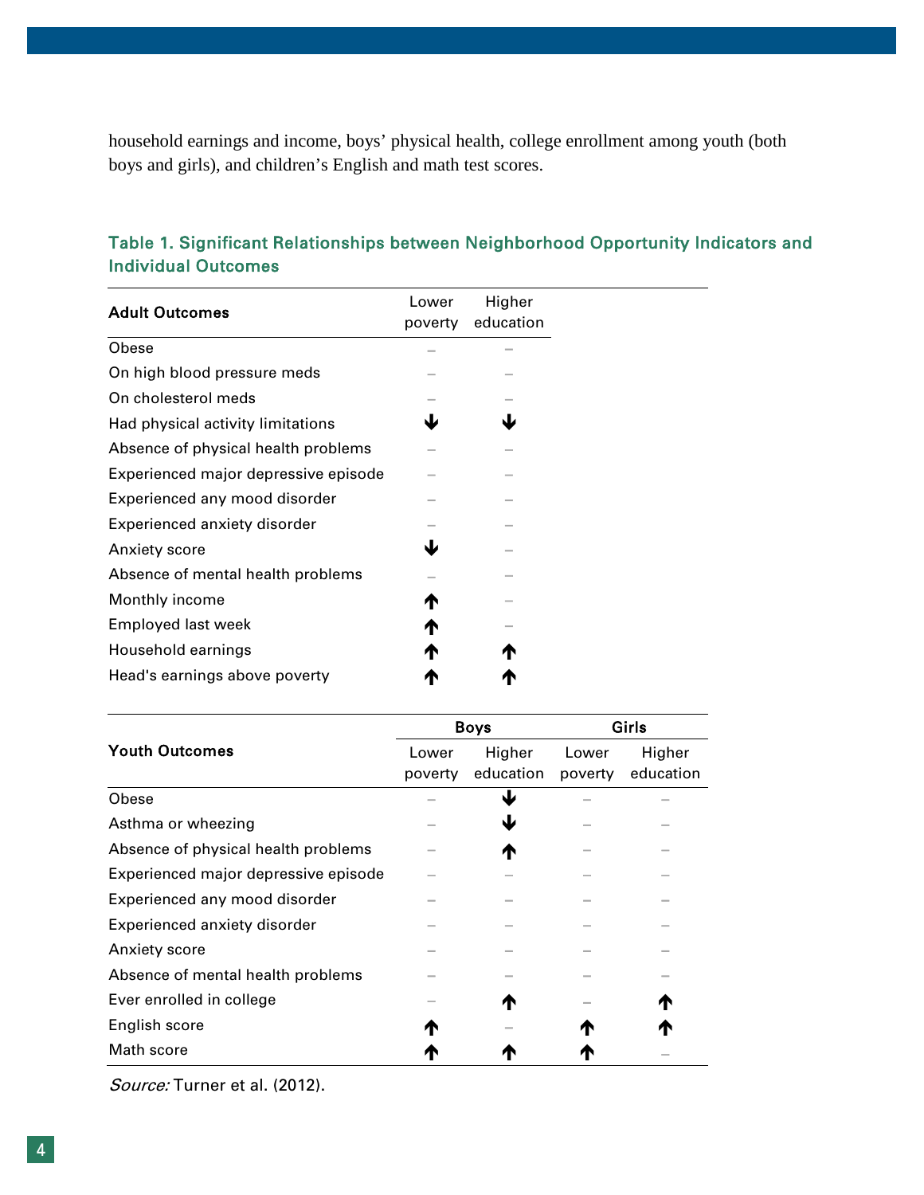household earnings and income, boys' physical health, college enrollment among youth (both boys and girls), and children's English and math test scores.

### Table 1. Significant Relationships between Neighborhood Opportunity Indicators and Individual Outcomes

| Adult Outcomes | Lower poverty | Higher education |
|---|---|---|
| Obese | – | – |
| On high blood pressure meds | – | – |
| On cholesterol meds | – | – |
| Had physical activity limitations | ↓ | ↓ |
| Absence of physical health problems | – | – |
| Experienced major depressive episode | – | – |
| Experienced any mood disorder | – | – |
| Experienced anxiety disorder | – | – |
| Anxiety score | ↓ | – |
| Absence of mental health problems | – | – |
| Monthly income | ↑ | – |
| Employed last week | ↑ | – |
| Household earnings | ↑ | ↑ |
| Head's earnings above poverty | ↑ | ↑ |

| Youth Outcomes | Boys | | Girls | |
|---|---|---|---|---|
| | Lower poverty | Higher education | Lower poverty | Higher education |
| Obese | – | ↓ | – | – |
| Asthma or wheezing | – | ↓ | – | – |
| Absence of physical health problems | – | ↑ | – | – |
| Experienced major depressive episode | – | – | – | – |
| Experienced any mood disorder | – | – | – | – |
| Experienced anxiety disorder | – | – | – | – |
| Anxiety score | – | – | – | – |
| Absence of mental health problems | – | – | – | – |
| Ever enrolled in college | – | ↑ | – | ↑ |
| English score | ↑ | – | ↑ | ↑ |
| Math score | ↑ | ↑ | ↑ | – |

*Source:* Turner et al. (2012).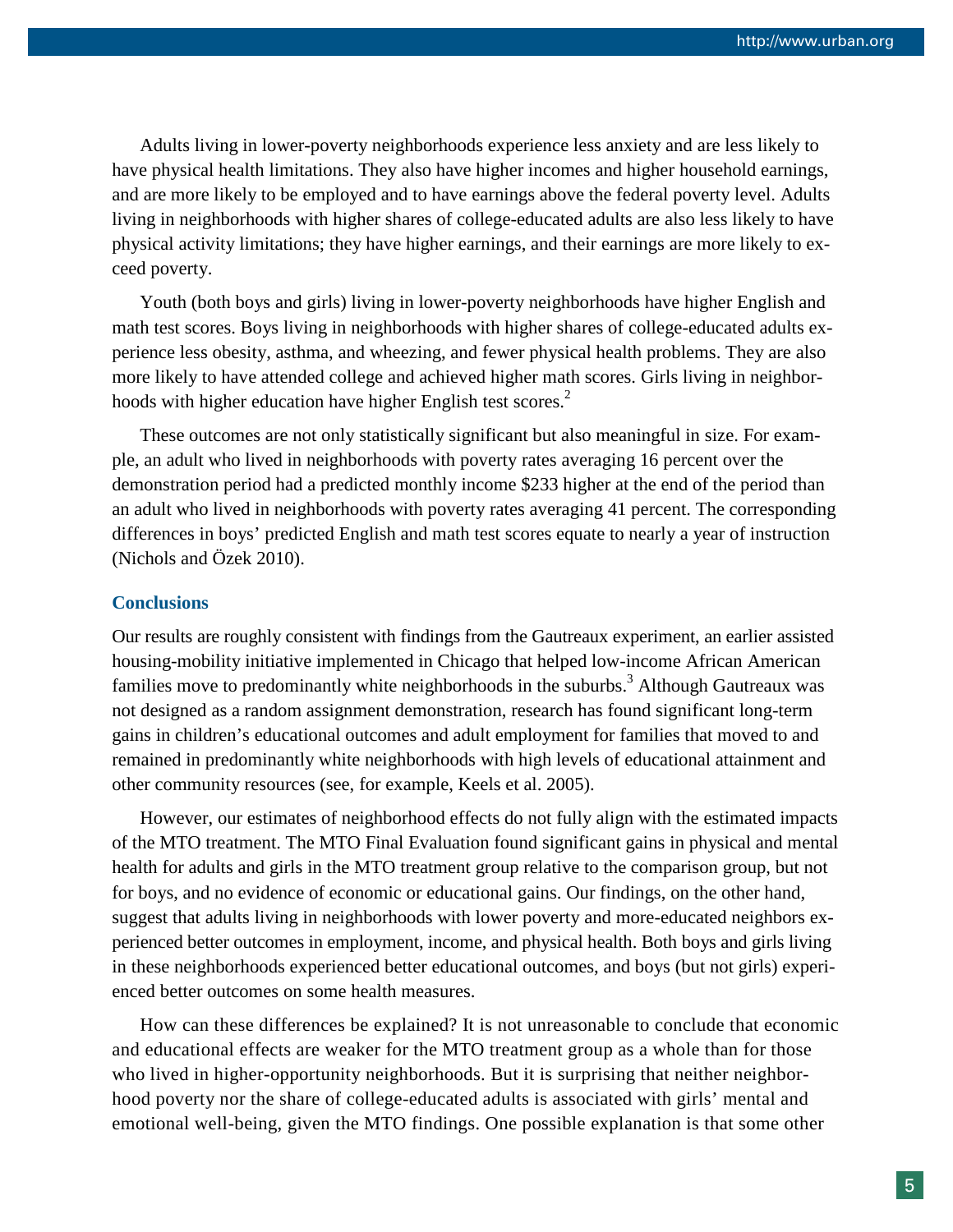Adults living in lower-poverty neighborhoods experience less anxiety and are less likely to have physical health limitations. They also have higher incomes and higher household earnings, and are more likely to be employed and to have earnings above the federal poverty level. Adults living in neighborhoods with higher shares of college-educated adults are also less likely to have physical activity limitations; they have higher earnings, and their earnings are more likely to exceed poverty.

Youth (both boys and girls) living in lower-poverty neighborhoods have higher English and math test scores. Boys living in neighborhoods with higher shares of college-educated adults experience less obesity, asthma, and wheezing, and fewer physical health problems. They are also more likely to have attended college and achieved higher math scores. Girls living in neighborhoods with higher education have higher English test scores.[2]

These outcomes are not only statistically significant but also meaningful in size. For example, an adult who lived in neighborhoods with poverty rates averaging 16 percent over the demonstration period had a predicted monthly income $233 higher at the end of the period than an adult who lived in neighborhoods with poverty rates averaging 41 percent. The corresponding differences in boys' predicted English and math test scores equate to nearly a year of instruction (Nichols and Özek 2010).

## Conclusions

Our results are roughly consistent with findings from the Gautreaux experiment, an earlier assisted housing-mobility initiative implemented in Chicago that helped low-income African American families move to predominantly white neighborhoods in the suburbs.[3] Although Gautreaux was not designed as a random assignment demonstration, research has found significant long-term gains in children's educational outcomes and adult employment for families that moved to and remained in predominantly white neighborhoods with high levels of educational attainment and other community resources (see, for example, Keels et al. 2005).

However, our estimates of neighborhood effects do not fully align with the estimated impacts of the MTO treatment. The MTO Final Evaluation found significant gains in physical and mental health for adults and girls in the MTO treatment group relative to the comparison group, but not for boys, and no evidence of economic or educational gains. Our findings, on the other hand, suggest that adults living in neighborhoods with lower poverty and more-educated neighbors experienced better outcomes in employment, income, and physical health. Both boys and girls living in these neighborhoods experienced better educational outcomes, and boys (but not girls) experienced better outcomes on some health measures.

How can these differences be explained? It is not unreasonable to conclude that economic and educational effects are weaker for the MTO treatment group as a whole than for those who lived in higher-opportunity neighborhoods. But it is surprising that neither neighborhood poverty nor the share of college-educated adults is associated with girls' mental and emotional well-being, given the MTO findings. One possible explanation is that some other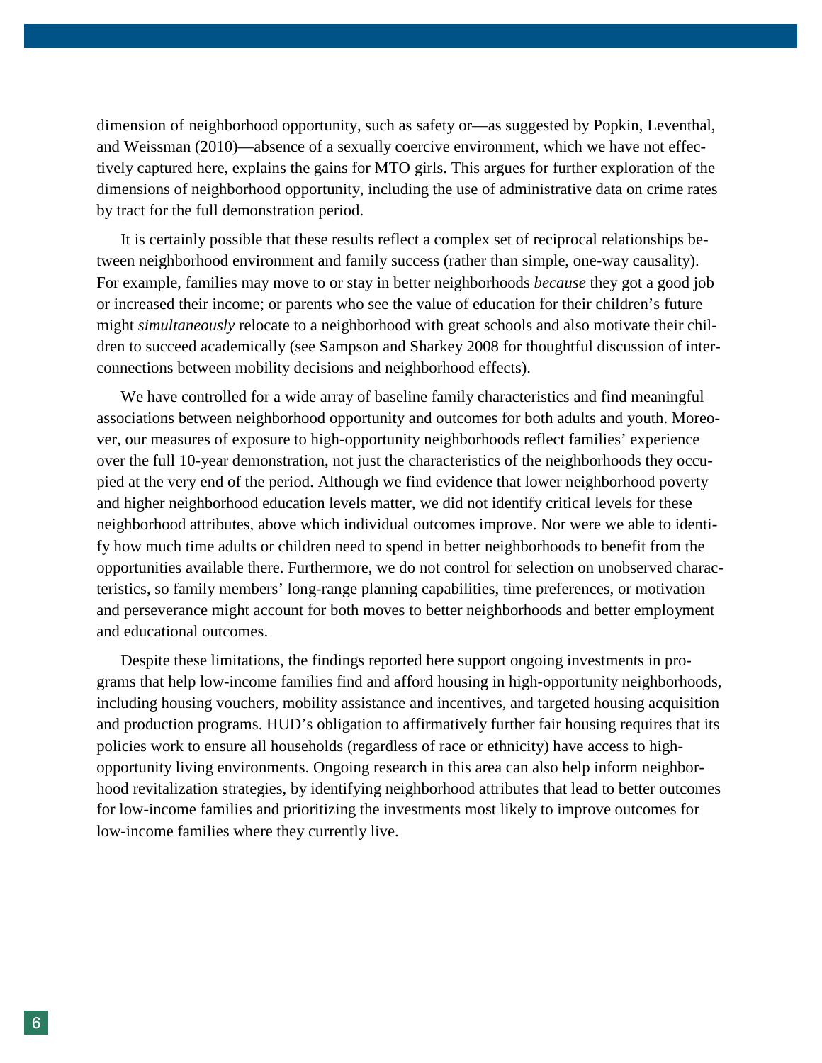dimension of neighborhood opportunity, such as safety or—as suggested by Popkin, Leventhal, and Weissman (2010)—absence of a sexually coercive environment, which we have not effectively captured here, explains the gains for MTO girls. This argues for further exploration of the dimensions of neighborhood opportunity, including the use of administrative data on crime rates by tract for the full demonstration period.

It is certainly possible that these results reflect a complex set of reciprocal relationships between neighborhood environment and family success (rather than simple, one-way causality). For example, families may move to or stay in better neighborhoods *because* they got a good job or increased their income; or parents who see the value of education for their children's future might *simultaneously* relocate to a neighborhood with great schools and also motivate their children to succeed academically (see Sampson and Sharkey 2008 for thoughtful discussion of interconnections between mobility decisions and neighborhood effects).

We have controlled for a wide array of baseline family characteristics and find meaningful associations between neighborhood opportunity and outcomes for both adults and youth. Moreover, our measures of exposure to high-opportunity neighborhoods reflect families' experience over the full 10-year demonstration, not just the characteristics of the neighborhoods they occupied at the very end of the period. Although we find evidence that lower neighborhood poverty and higher neighborhood education levels matter, we did not identify critical levels for these neighborhood attributes, above which individual outcomes improve. Nor were we able to identify how much time adults or children need to spend in better neighborhoods to benefit from the opportunities available there. Furthermore, we do not control for selection on unobserved characteristics, so family members' long-range planning capabilities, time preferences, or motivation and perseverance might account for both moves to better neighborhoods and better employment and educational outcomes.

Despite these limitations, the findings reported here support ongoing investments in programs that help low-income families find and afford housing in high-opportunity neighborhoods, including housing vouchers, mobility assistance and incentives, and targeted housing acquisition and production programs. HUD's obligation to affirmatively further fair housing requires that its policies work to ensure all households (regardless of race or ethnicity) have access to high-opportunity living environments. Ongoing research in this area can also help inform neighborhood revitalization strategies, by identifying neighborhood attributes that lead to better outcomes for low-income families and prioritizing the investments most likely to improve outcomes for low-income families where they currently live.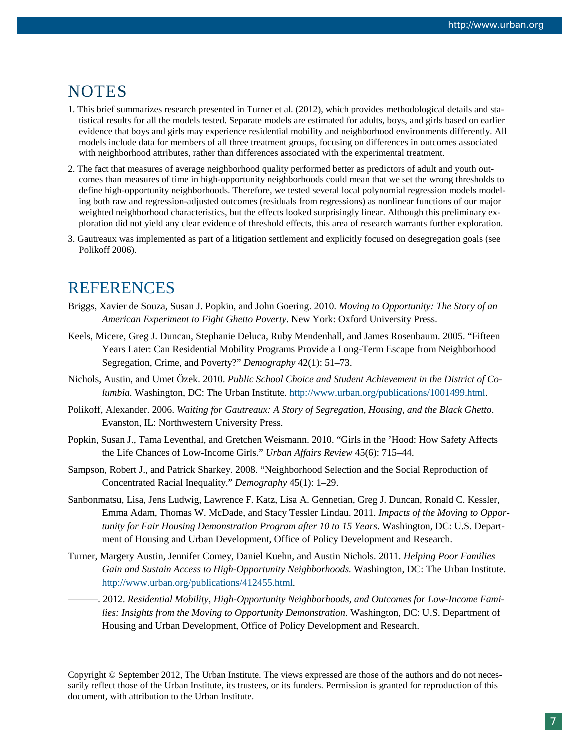## NOTES

1. This brief summarizes research presented in Turner et al. (2012), which provides methodological details and statistical results for all the models tested. Separate models are estimated for adults, boys, and girls based on earlier evidence that boys and girls may experience residential mobility and neighborhood environments differently. All models include data for members of all three treatment groups, focusing on differences in outcomes associated with neighborhood attributes, rather than differences associated with the experimental treatment.
2. The fact that measures of average neighborhood quality performed better as predictors of adult and youth outcomes than measures of time in high-opportunity neighborhoods could mean that we set the wrong thresholds to define high-opportunity neighborhoods. Therefore, we tested several local polynomial regression models modeling both raw and regression-adjusted outcomes (residuals from regressions) as nonlinear functions of our major weighted neighborhood characteristics, but the effects looked surprisingly linear. Although this preliminary exploration did not yield any clear evidence of threshold effects, this area of research warrants further exploration.
3. Gautreaux was implemented as part of a litigation settlement and explicitly focused on desegregation goals (see Polikoff 2006).

## REFERENCES

Briggs, Xavier de Souza, Susan J. Popkin, and John Goering. 2010. *Moving to Opportunity: The Story of an American Experiment to Fight Ghetto Poverty*. New York: Oxford University Press.

Keels, Micere, Greg J. Duncan, Stephanie Deluca, Ruby Mendenhall, and James Rosenbaum. 2005. "Fifteen Years Later: Can Residential Mobility Programs Provide a Long-Term Escape from Neighborhood Segregation, Crime, and Poverty?" *Demography* 42(1): 51–73.

Nichols, Austin, and Umet Özek. 2010. *Public School Choice and Student Achievement in the District of Columbia*. Washington, DC: The Urban Institute. http://www.urban.org/publications/1001499.html.

Polikoff, Alexander. 2006. *Waiting for Gautreaux: A Story of Segregation, Housing, and the Black Ghetto*. Evanston, IL: Northwestern University Press.

Popkin, Susan J., Tama Leventhal, and Gretchen Weismann. 2010. "Girls in the 'Hood: How Safety Affects the Life Chances of Low-Income Girls." *Urban Affairs Review* 45(6): 715–44.

Sampson, Robert J., and Patrick Sharkey. 2008. "Neighborhood Selection and the Social Reproduction of Concentrated Racial Inequality." *Demography* 45(1): 1–29.

Sanbonmatsu, Lisa, Jens Ludwig, Lawrence F. Katz, Lisa A. Gennetian, Greg J. Duncan, Ronald C. Kessler, Emma Adam, Thomas W. McDade, and Stacy Tessler Lindau. 2011. *Impacts of the Moving to Opportunity for Fair Housing Demonstration Program after 10 to 15 Years*. Washington, DC: U.S. Department of Housing and Urban Development, Office of Policy Development and Research.

Turner, Margery Austin, Jennifer Comey, Daniel Kuehn, and Austin Nichols. 2011. *Helping Poor Families Gain and Sustain Access to High-Opportunity Neighborhoods.* Washington, DC: The Urban Institute. http://www.urban.org/publications/412455.html.

———. 2012. *Residential Mobility, High-Opportunity Neighborhoods, and Outcomes for Low-Income Families: Insights from the Moving to Opportunity Demonstration*. Washington, DC: U.S. Department of Housing and Urban Development, Office of Policy Development and Research.

Copyright © September 2012, The Urban Institute. The views expressed are those of the authors and do not necessarily reflect those of the Urban Institute, its trustees, or its funders. Permission is granted for reproduction of this document, with attribution to the Urban Institute.